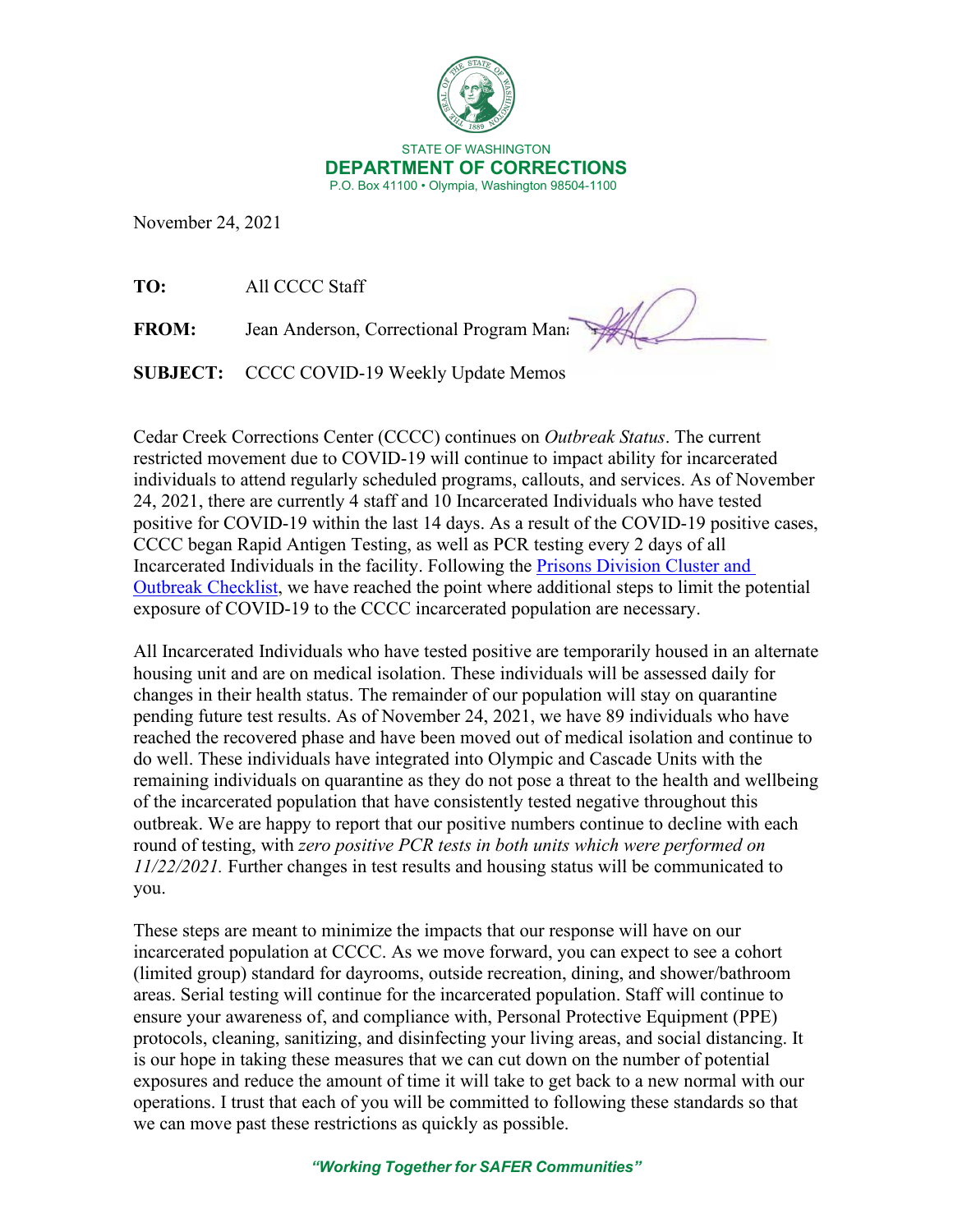STATE OF WASHINGTON
**DEPARTMENT OF CORRECTIONS**
P.O. Box 41100 • Olympia, Washington 98504-1100

November 24, 2021

**TO:** All CCCC Staff

**FROM:** Jean Anderson, Correctional Program Mana

**SUBJECT:** CCCC COVID-19 Weekly Update Memos

Cedar Creek Corrections Center (CCCC) continues on *Outbreak Status*. The current restricted movement due to COVID-19 will continue to impact ability for incarcerated individuals to attend regularly scheduled programs, callouts, and services. As of November 24, 2021, there are currently 4 staff and 10 Incarcerated Individuals who have tested positive for COVID-19 within the last 14 days. As a result of the COVID-19 positive cases, CCCC began Rapid Antigen Testing, as well as PCR testing every 2 days of all Incarcerated Individuals in the facility. Following the Prisons Division Cluster and Outbreak Checklist, we have reached the point where additional steps to limit the potential exposure of COVID-19 to the CCCC incarcerated population are necessary.

All Incarcerated Individuals who have tested positive are temporarily housed in an alternate housing unit and are on medical isolation. These individuals will be assessed daily for changes in their health status. The remainder of our population will stay on quarantine pending future test results. As of November 24, 2021, we have 89 individuals who have reached the recovered phase and have been moved out of medical isolation and continue to do well. These individuals have integrated into Olympic and Cascade Units with the remaining individuals on quarantine as they do not pose a threat to the health and wellbeing of the incarcerated population that have consistently tested negative throughout this outbreak. We are happy to report that our positive numbers continue to decline with each round of testing, with *zero positive PCR tests in both units which were performed on 11/22/2021.* Further changes in test results and housing status will be communicated to you.

These steps are meant to minimize the impacts that our response will have on our incarcerated population at CCCC. As we move forward, you can expect to see a cohort (limited group) standard for dayrooms, outside recreation, dining, and shower/bathroom areas. Serial testing will continue for the incarcerated population. Staff will continue to ensure your awareness of, and compliance with, Personal Protective Equipment (PPE) protocols, cleaning, sanitizing, and disinfecting your living areas, and social distancing. It is our hope in taking these measures that we can cut down on the number of potential exposures and reduce the amount of time it will take to get back to a new normal with our operations. I trust that each of you will be committed to following these standards so that we can move past these restrictions as quickly as possible.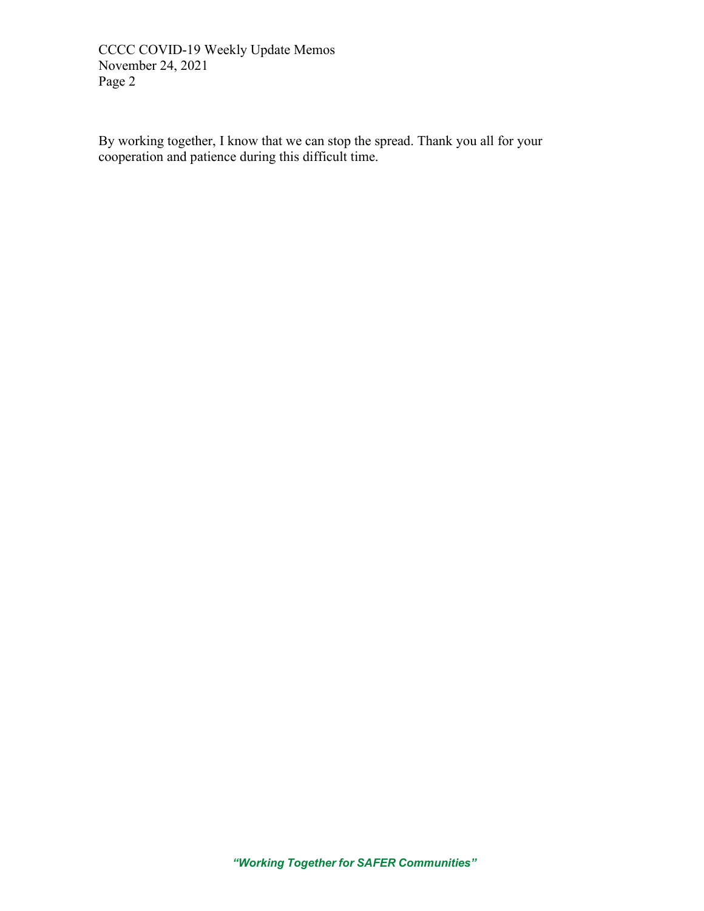By working together, I know that we can stop the spread. Thank you all for your cooperation and patience during this difficult time.